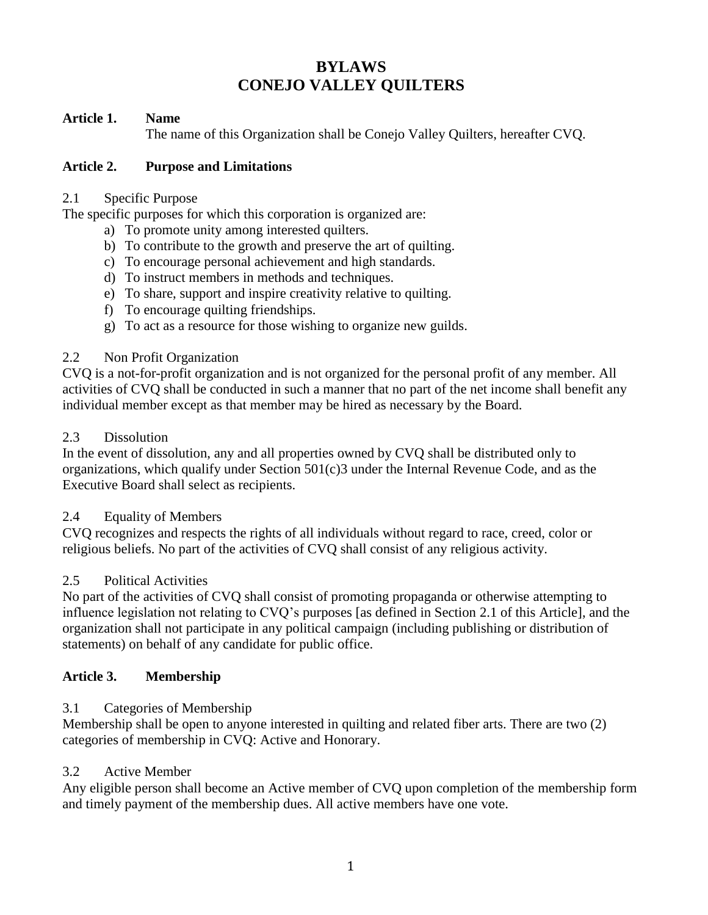# BYLAWS
# CONEJO VALLEY QUILTERS

## Article 1. Name

The name of this Organization shall be Conejo Valley Quilters, hereafter CVQ.

## Article 2. Purpose and Limitations

### 2.1 Specific Purpose

The specific purposes for which this corporation is organized are:

a) To promote unity among interested quilters.
b) To contribute to the growth and preserve the art of quilting.
c) To encourage personal achievement and high standards.
d) To instruct members in methods and techniques.
e) To share, support and inspire creativity relative to quilting.
f) To encourage quilting friendships.
g) To act as a resource for those wishing to organize new guilds.

### 2.2 Non Profit Organization

CVQ is a not-for-profit organization and is not organized for the personal profit of any member. All activities of CVQ shall be conducted in such a manner that no part of the net income shall benefit any individual member except as that member may be hired as necessary by the Board.

### 2.3 Dissolution

In the event of dissolution, any and all properties owned by CVQ shall be distributed only to organizations, which qualify under Section 501(c)3 under the Internal Revenue Code, and as the Executive Board shall select as recipients.

### 2.4 Equality of Members

CVQ recognizes and respects the rights of all individuals without regard to race, creed, color or religious beliefs. No part of the activities of CVQ shall consist of any religious activity.

### 2.5 Political Activities

No part of the activities of CVQ shall consist of promoting propaganda or otherwise attempting to influence legislation not relating to CVQ's purposes [as defined in Section 2.1 of this Article], and the organization shall not participate in any political campaign (including publishing or distribution of statements) on behalf of any candidate for public office.

## Article 3. Membership

### 3.1 Categories of Membership

Membership shall be open to anyone interested in quilting and related fiber arts. There are two (2) categories of membership in CVQ: Active and Honorary.

### 3.2 Active Member

Any eligible person shall become an Active member of CVQ upon completion of the membership form and timely payment of the membership dues. All active members have one vote.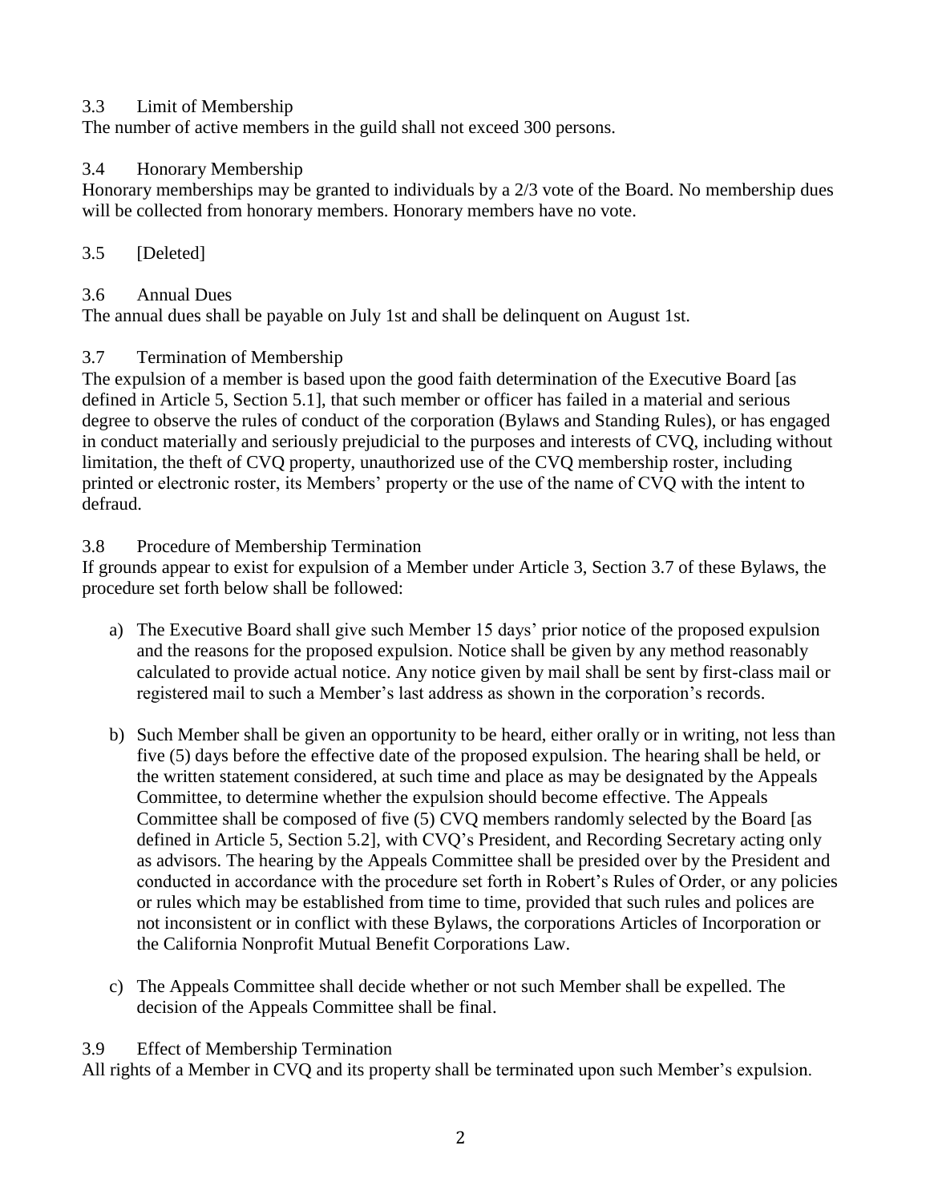### 3.3 Limit of Membership

The number of active members in the guild shall not exceed 300 persons.

### 3.4 Honorary Membership

Honorary memberships may be granted to individuals by a 2/3 vote of the Board. No membership dues will be collected from honorary members. Honorary members have no vote.

### 3.5 [Deleted]

### 3.6 Annual Dues

The annual dues shall be payable on July 1st and shall be delinquent on August 1st.

### 3.7 Termination of Membership

The expulsion of a member is based upon the good faith determination of the Executive Board [as defined in Article 5, Section 5.1], that such member or officer has failed in a material and serious degree to observe the rules of conduct of the corporation (Bylaws and Standing Rules), or has engaged in conduct materially and seriously prejudicial to the purposes and interests of CVQ, including without limitation, the theft of CVQ property, unauthorized use of the CVQ membership roster, including printed or electronic roster, its Members' property or the use of the name of CVQ with the intent to defraud.

### 3.8 Procedure of Membership Termination

If grounds appear to exist for expulsion of a Member under Article 3, Section 3.7 of these Bylaws, the procedure set forth below shall be followed:

a) The Executive Board shall give such Member 15 days' prior notice of the proposed expulsion and the reasons for the proposed expulsion. Notice shall be given by any method reasonably calculated to provide actual notice. Any notice given by mail shall be sent by first-class mail or registered mail to such a Member's last address as shown in the corporation's records.

b) Such Member shall be given an opportunity to be heard, either orally or in writing, not less than five (5) days before the effective date of the proposed expulsion. The hearing shall be held, or the written statement considered, at such time and place as may be designated by the Appeals Committee, to determine whether the expulsion should become effective. The Appeals Committee shall be composed of five (5) CVQ members randomly selected by the Board [as defined in Article 5, Section 5.2], with CVQ's President, and Recording Secretary acting only as advisors. The hearing by the Appeals Committee shall be presided over by the President and conducted in accordance with the procedure set forth in Robert's Rules of Order, or any policies or rules which may be established from time to time, provided that such rules and polices are not inconsistent or in conflict with these Bylaws, the corporations Articles of Incorporation or the California Nonprofit Mutual Benefit Corporations Law.

c) The Appeals Committee shall decide whether or not such Member shall be expelled. The decision of the Appeals Committee shall be final.

### 3.9 Effect of Membership Termination

All rights of a Member in CVQ and its property shall be terminated upon such Member's expulsion.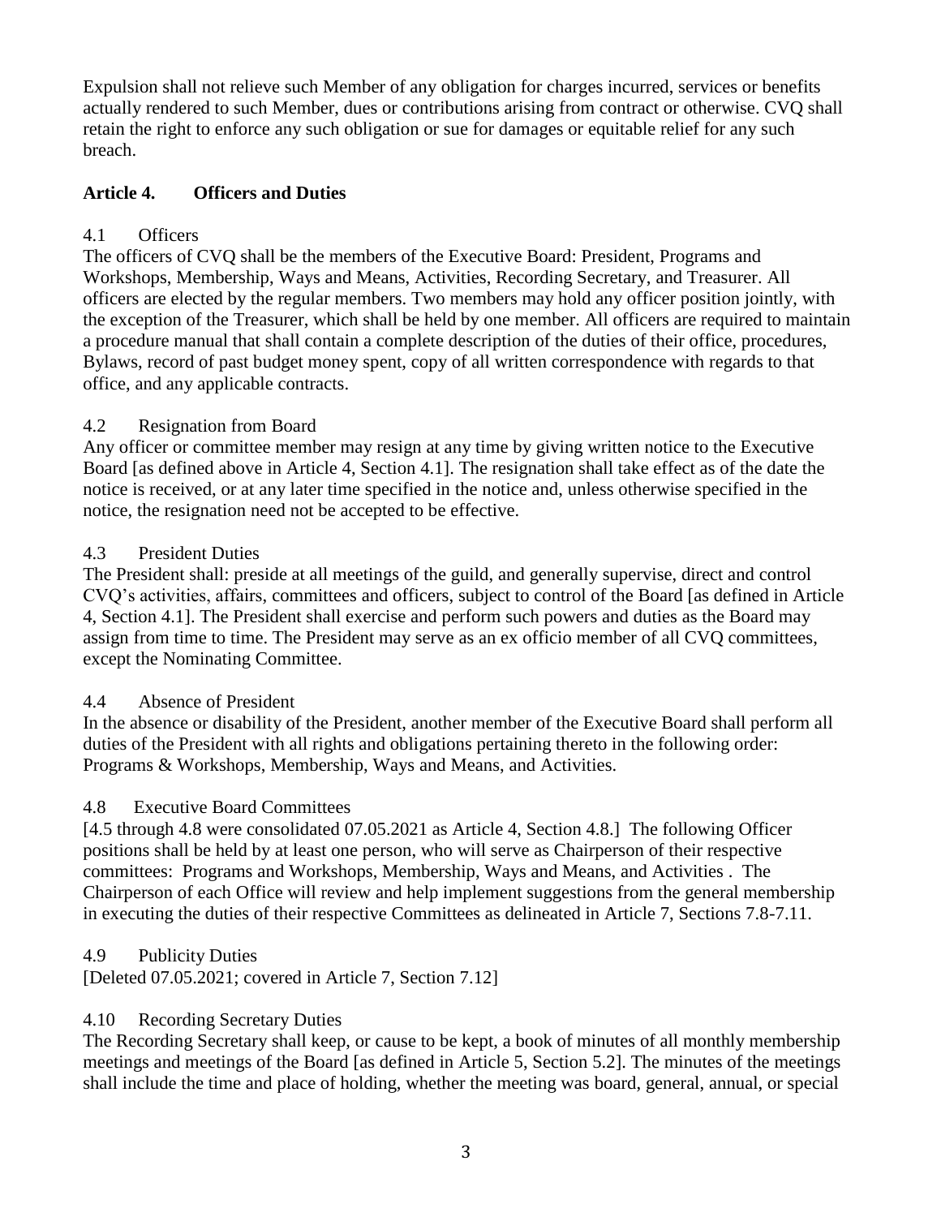Expulsion shall not relieve such Member of any obligation for charges incurred, services or benefits actually rendered to such Member, dues or contributions arising from contract or otherwise. CVQ shall retain the right to enforce any such obligation or sue for damages or equitable relief for any such breach.

## Article 4. Officers and Duties

### 4.1 Officers

The officers of CVQ shall be the members of the Executive Board: President, Programs and Workshops, Membership, Ways and Means, Activities, Recording Secretary, and Treasurer. All officers are elected by the regular members. Two members may hold any officer position jointly, with the exception of the Treasurer, which shall be held by one member. All officers are required to maintain a procedure manual that shall contain a complete description of the duties of their office, procedures, Bylaws, record of past budget money spent, copy of all written correspondence with regards to that office, and any applicable contracts.

### 4.2 Resignation from Board

Any officer or committee member may resign at any time by giving written notice to the Executive Board [as defined above in Article 4, Section 4.1]. The resignation shall take effect as of the date the notice is received, or at any later time specified in the notice and, unless otherwise specified in the notice, the resignation need not be accepted to be effective.

### 4.3 President Duties

The President shall: preside at all meetings of the guild, and generally supervise, direct and control CVQ's activities, affairs, committees and officers, subject to control of the Board [as defined in Article 4, Section 4.1]. The President shall exercise and perform such powers and duties as the Board may assign from time to time. The President may serve as an ex officio member of all CVQ committees, except the Nominating Committee.

### 4.4 Absence of President

In the absence or disability of the President, another member of the Executive Board shall perform all duties of the President with all rights and obligations pertaining thereto in the following order: Programs & Workshops, Membership, Ways and Means, and Activities.

### 4.8 Executive Board Committees

[4.5 through 4.8 were consolidated 07.05.2021 as Article 4, Section 4.8.] The following Officer positions shall be held by at least one person, who will serve as Chairperson of their respective committees: Programs and Workshops, Membership, Ways and Means, and Activities . The Chairperson of each Office will review and help implement suggestions from the general membership in executing the duties of their respective Committees as delineated in Article 7, Sections 7.8-7.11.

### 4.9 Publicity Duties

[Deleted 07.05.2021; covered in Article 7, Section 7.12]

### 4.10 Recording Secretary Duties

The Recording Secretary shall keep, or cause to be kept, a book of minutes of all monthly membership meetings and meetings of the Board [as defined in Article 5, Section 5.2]. The minutes of the meetings shall include the time and place of holding, whether the meeting was board, general, annual, or special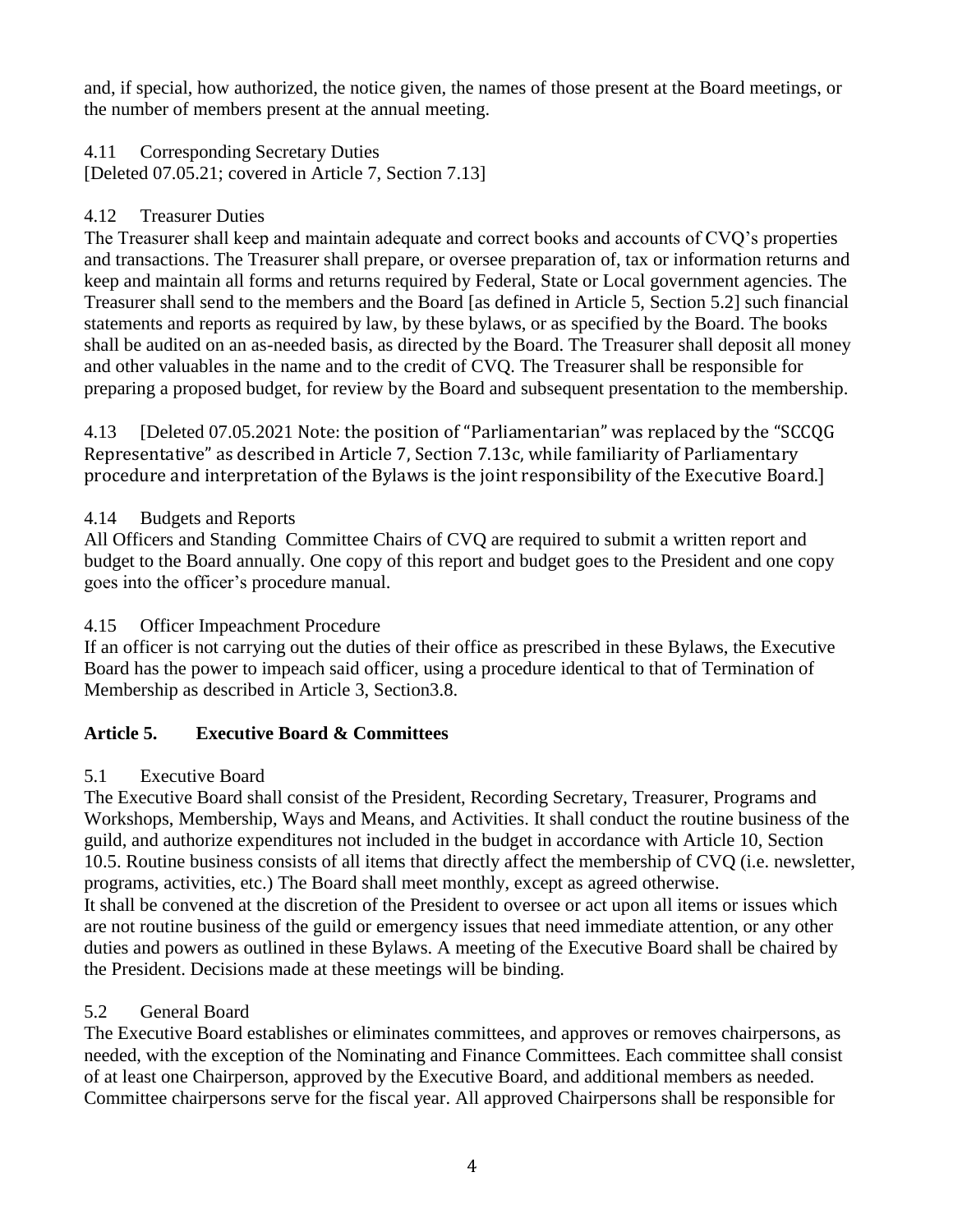and, if special, how authorized, the notice given, the names of those present at the Board meetings, or the number of members present at the annual meeting.

4.11 Corresponding Secretary Duties
[Deleted 07.05.21; covered in Article 7, Section 7.13]

4.12 Treasurer Duties
The Treasurer shall keep and maintain adequate and correct books and accounts of CVQ's properties and transactions. The Treasurer shall prepare, or oversee preparation of, tax or information returns and keep and maintain all forms and returns required by Federal, State or Local government agencies. The Treasurer shall send to the members and the Board [as defined in Article 5, Section 5.2] such financial statements and reports as required by law, by these bylaws, or as specified by the Board. The books shall be audited on an as-needed basis, as directed by the Board. The Treasurer shall deposit all money and other valuables in the name and to the credit of CVQ. The Treasurer shall be responsible for preparing a proposed budget, for review by the Board and subsequent presentation to the membership.

4.13 [Deleted 07.05.2021 Note: the position of "Parliamentarian" was replaced by the "SCCQG Representative" as described in Article 7, Section 7.13c, while familiarity of Parliamentary procedure and interpretation of the Bylaws is the joint responsibility of the Executive Board.]

4.14 Budgets and Reports
All Officers and Standing Committee Chairs of CVQ are required to submit a written report and budget to the Board annually. One copy of this report and budget goes to the President and one copy goes into the officer's procedure manual.

4.15 Officer Impeachment Procedure
If an officer is not carrying out the duties of their office as prescribed in these Bylaws, the Executive Board has the power to impeach said officer, using a procedure identical to that of Termination of Membership as described in Article 3, Section3.8.

## Article 5. Executive Board & Committees

5.1 Executive Board
The Executive Board shall consist of the President, Recording Secretary, Treasurer, Programs and Workshops, Membership, Ways and Means, and Activities. It shall conduct the routine business of the guild, and authorize expenditures not included in the budget in accordance with Article 10, Section 10.5. Routine business consists of all items that directly affect the membership of CVQ (i.e. newsletter, programs, activities, etc.) The Board shall meet monthly, except as agreed otherwise.
It shall be convened at the discretion of the President to oversee or act upon all items or issues which are not routine business of the guild or emergency issues that need immediate attention, or any other duties and powers as outlined in these Bylaws. A meeting of the Executive Board shall be chaired by the President. Decisions made at these meetings will be binding.

5.2 General Board
The Executive Board establishes or eliminates committees, and approves or removes chairpersons, as needed, with the exception of the Nominating and Finance Committees. Each committee shall consist of at least one Chairperson, approved by the Executive Board, and additional members as needed. Committee chairpersons serve for the fiscal year. All approved Chairpersons shall be responsible for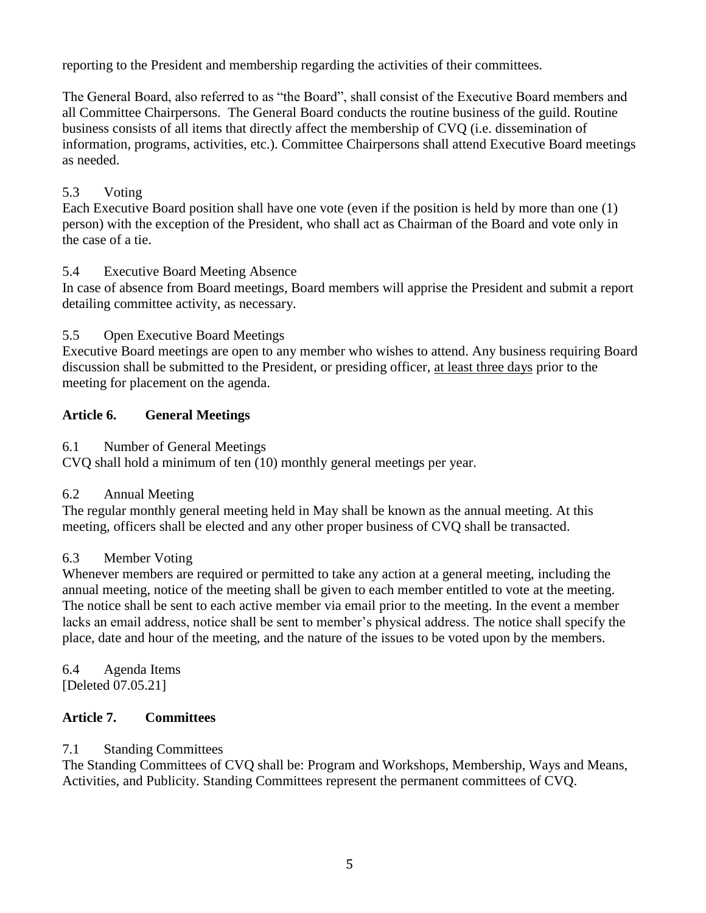reporting to the President and membership regarding the activities of their committees.

The General Board, also referred to as "the Board", shall consist of the Executive Board members and all Committee Chairpersons. The General Board conducts the routine business of the guild. Routine business consists of all items that directly affect the membership of CVQ (i.e. dissemination of information, programs, activities, etc.). Committee Chairpersons shall attend Executive Board meetings as needed.

5.3 Voting

Each Executive Board position shall have one vote (even if the position is held by more than one (1) person) with the exception of the President, who shall act as Chairman of the Board and vote only in the case of a tie.

5.4 Executive Board Meeting Absence

In case of absence from Board meetings, Board members will apprise the President and submit a report detailing committee activity, as necessary.

5.5 Open Executive Board Meetings

Executive Board meetings are open to any member who wishes to attend. Any business requiring Board discussion shall be submitted to the President, or presiding officer, <u>at least three days</u> prior to the meeting for placement on the agenda.

## Article 6. General Meetings

6.1 Number of General Meetings

CVQ shall hold a minimum of ten (10) monthly general meetings per year.

6.2 Annual Meeting

The regular monthly general meeting held in May shall be known as the annual meeting. At this meeting, officers shall be elected and any other proper business of CVQ shall be transacted.

6.3 Member Voting

Whenever members are required or permitted to take any action at a general meeting, including the annual meeting, notice of the meeting shall be given to each member entitled to vote at the meeting. The notice shall be sent to each active member via email prior to the meeting. In the event a member lacks an email address, notice shall be sent to member's physical address. The notice shall specify the place, date and hour of the meeting, and the nature of the issues to be voted upon by the members.

6.4 Agenda Items

[Deleted 07.05.21]

## Article 7. Committees

7.1 Standing Committees

The Standing Committees of CVQ shall be: Program and Workshops, Membership, Ways and Means, Activities, and Publicity. Standing Committees represent the permanent committees of CVQ.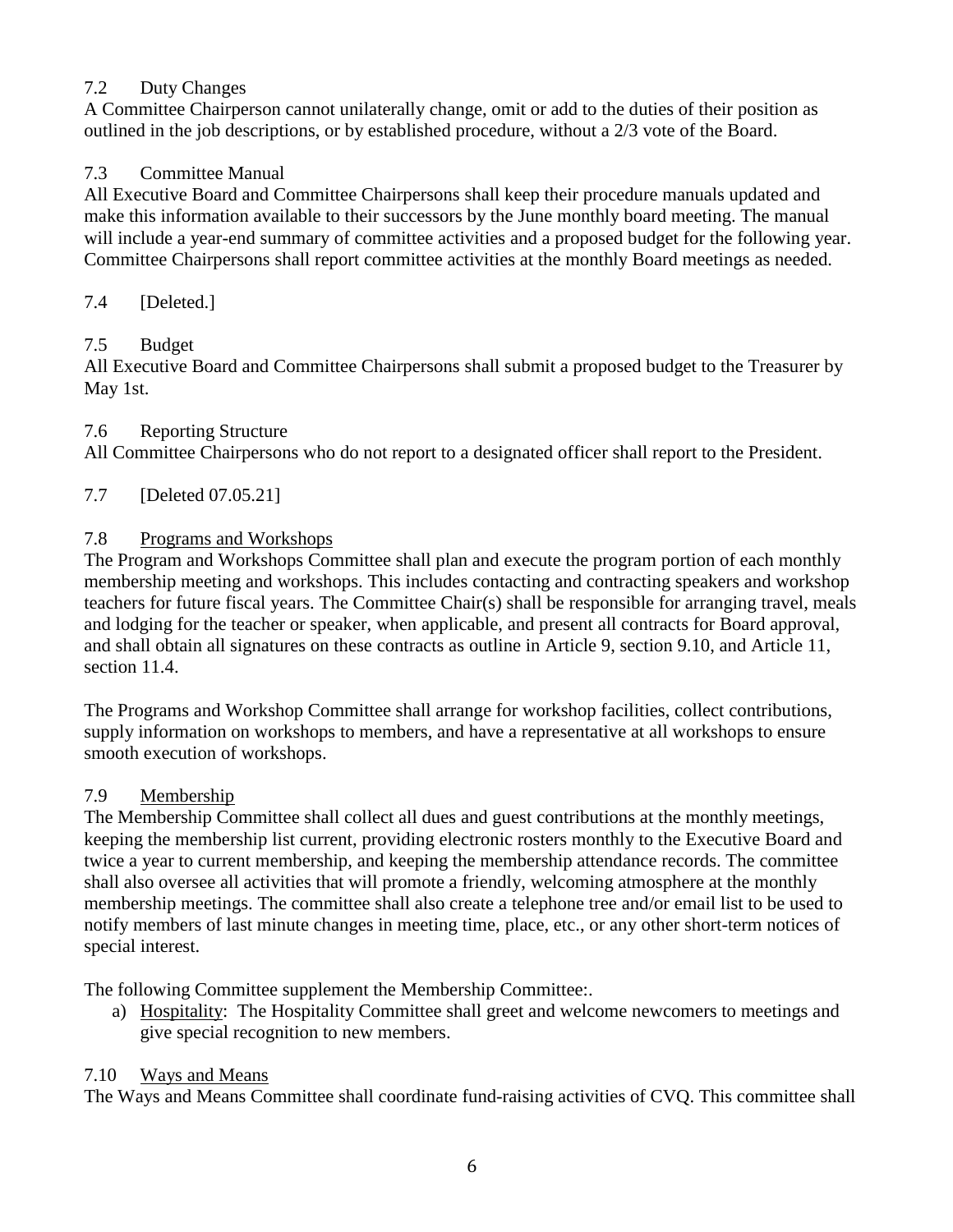### 7.2 Duty Changes

A Committee Chairperson cannot unilaterally change, omit or add to the duties of their position as outlined in the job descriptions, or by established procedure, without a 2/3 vote of the Board.

### 7.3 Committee Manual

All Executive Board and Committee Chairpersons shall keep their procedure manuals updated and make this information available to their successors by the June monthly board meeting. The manual will include a year-end summary of committee activities and a proposed budget for the following year. Committee Chairpersons shall report committee activities at the monthly Board meetings as needed.

### 7.4 [Deleted.]

### 7.5 Budget

All Executive Board and Committee Chairpersons shall submit a proposed budget to the Treasurer by May 1st.

### 7.6 Reporting Structure

All Committee Chairpersons who do not report to a designated officer shall report to the President.

### 7.7 [Deleted 07.05.21]

### 7.8 Programs and Workshops

The Program and Workshops Committee shall plan and execute the program portion of each monthly membership meeting and workshops. This includes contacting and contracting speakers and workshop teachers for future fiscal years. The Committee Chair(s) shall be responsible for arranging travel, meals and lodging for the teacher or speaker, when applicable, and present all contracts for Board approval, and shall obtain all signatures on these contracts as outline in Article 9, section 9.10, and Article 11, section 11.4.

The Programs and Workshop Committee shall arrange for workshop facilities, collect contributions, supply information on workshops to members, and have a representative at all workshops to ensure smooth execution of workshops.

### 7.9 Membership

The Membership Committee shall collect all dues and guest contributions at the monthly meetings, keeping the membership list current, providing electronic rosters monthly to the Executive Board and twice a year to current membership, and keeping the membership attendance records. The committee shall also oversee all activities that will promote a friendly, welcoming atmosphere at the monthly membership meetings. The committee shall also create a telephone tree and/or email list to be used to notify members of last minute changes in meeting time, place, etc., or any other short-term notices of special interest.

The following Committee supplement the Membership Committee:.

a) Hospitality: The Hospitality Committee shall greet and welcome newcomers to meetings and give special recognition to new members.

### 7.10 Ways and Means

The Ways and Means Committee shall coordinate fund-raising activities of CVQ. This committee shall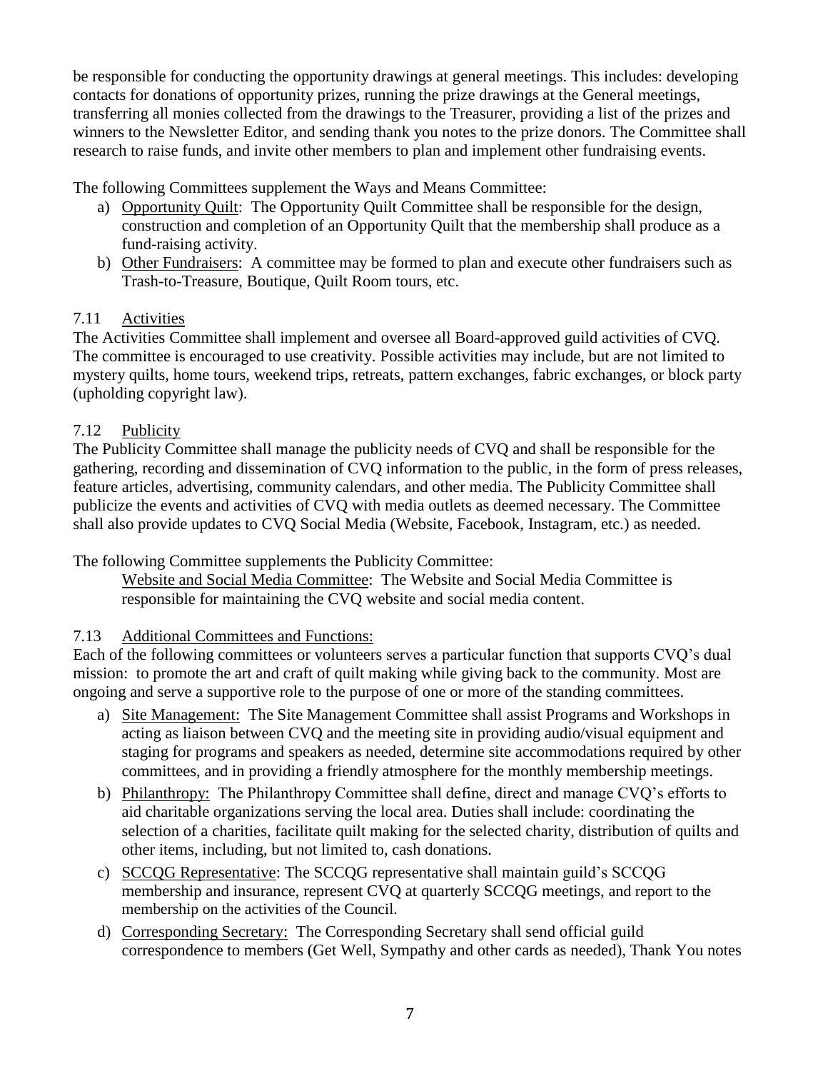be responsible for conducting the opportunity drawings at general meetings. This includes: developing contacts for donations of opportunity prizes, running the prize drawings at the General meetings, transferring all monies collected from the drawings to the Treasurer, providing a list of the prizes and winners to the Newsletter Editor, and sending thank you notes to the prize donors. The Committee shall research to raise funds, and invite other members to plan and implement other fundraising events.

The following Committees supplement the Ways and Means Committee:

a) Opportunity Quilt: The Opportunity Quilt Committee shall be responsible for the design, construction and completion of an Opportunity Quilt that the membership shall produce as a fund-raising activity.
b) Other Fundraisers: A committee may be formed to plan and execute other fundraisers such as Trash-to-Treasure, Boutique, Quilt Room tours, etc.

### 7.11 Activities

The Activities Committee shall implement and oversee all Board-approved guild activities of CVQ. The committee is encouraged to use creativity. Possible activities may include, but are not limited to mystery quilts, home tours, weekend trips, retreats, pattern exchanges, fabric exchanges, or block party (upholding copyright law).

### 7.12 Publicity

The Publicity Committee shall manage the publicity needs of CVQ and shall be responsible for the gathering, recording and dissemination of CVQ information to the public, in the form of press releases, feature articles, advertising, community calendars, and other media. The Publicity Committee shall publicize the events and activities of CVQ with media outlets as deemed necessary. The Committee shall also provide updates to CVQ Social Media (Website, Facebook, Instagram, etc.) as needed.

The following Committee supplements the Publicity Committee:

Website and Social Media Committee: The Website and Social Media Committee is responsible for maintaining the CVQ website and social media content.

### 7.13 Additional Committees and Functions:

Each of the following committees or volunteers serves a particular function that supports CVQ's dual mission: to promote the art and craft of quilt making while giving back to the community. Most are ongoing and serve a supportive role to the purpose of one or more of the standing committees.

a) Site Management: The Site Management Committee shall assist Programs and Workshops in acting as liaison between CVQ and the meeting site in providing audio/visual equipment and staging for programs and speakers as needed, determine site accommodations required by other committees, and in providing a friendly atmosphere for the monthly membership meetings.
b) Philanthropy: The Philanthropy Committee shall define, direct and manage CVQ's efforts to aid charitable organizations serving the local area. Duties shall include: coordinating the selection of a charities, facilitate quilt making for the selected charity, distribution of quilts and other items, including, but not limited to, cash donations.
c) SCCQG Representative: The SCCQG representative shall maintain guild's SCCQG membership and insurance, represent CVQ at quarterly SCCQG meetings, and report to the membership on the activities of the Council.
d) Corresponding Secretary: The Corresponding Secretary shall send official guild correspondence to members (Get Well, Sympathy and other cards as needed), Thank You notes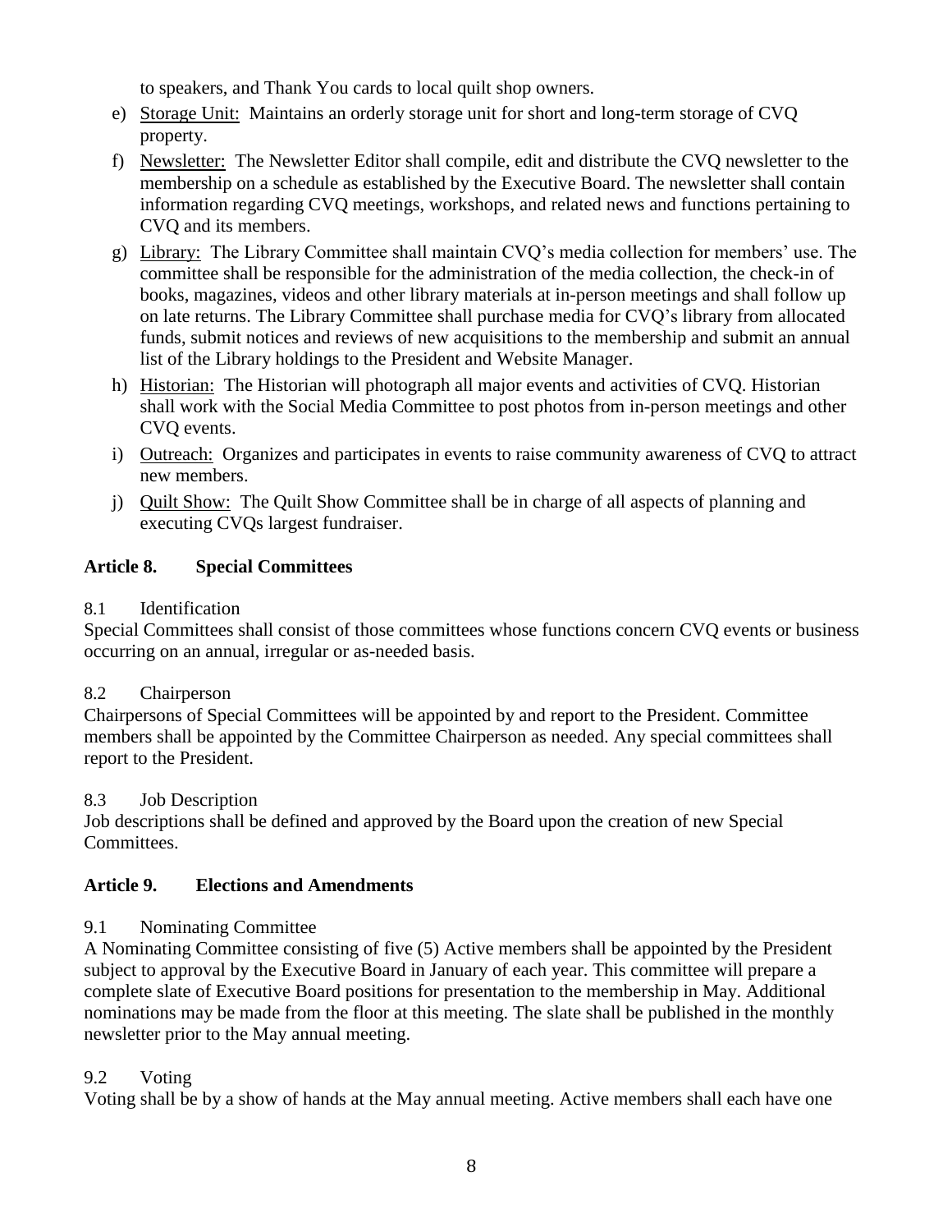to speakers, and Thank You cards to local quilt shop owners.

e) Storage Unit: Maintains an orderly storage unit for short and long-term storage of CVQ property.

f) Newsletter: The Newsletter Editor shall compile, edit and distribute the CVQ newsletter to the membership on a schedule as established by the Executive Board. The newsletter shall contain information regarding CVQ meetings, workshops, and related news and functions pertaining to CVQ and its members.

g) Library: The Library Committee shall maintain CVQ's media collection for members' use. The committee shall be responsible for the administration of the media collection, the check-in of books, magazines, videos and other library materials at in-person meetings and shall follow up on late returns. The Library Committee shall purchase media for CVQ's library from allocated funds, submit notices and reviews of new acquisitions to the membership and submit an annual list of the Library holdings to the President and Website Manager.

h) Historian: The Historian will photograph all major events and activities of CVQ. Historian shall work with the Social Media Committee to post photos from in-person meetings and other CVQ events.

i) Outreach: Organizes and participates in events to raise community awareness of CVQ to attract new members.

j) Quilt Show: The Quilt Show Committee shall be in charge of all aspects of planning and executing CVQs largest fundraiser.

## Article 8. Special Committees

8.1 Identification

Special Committees shall consist of those committees whose functions concern CVQ events or business occurring on an annual, irregular or as-needed basis.

8.2 Chairperson

Chairpersons of Special Committees will be appointed by and report to the President. Committee members shall be appointed by the Committee Chairperson as needed. Any special committees shall report to the President.

8.3 Job Description

Job descriptions shall be defined and approved by the Board upon the creation of new Special Committees.

## Article 9. Elections and Amendments

9.1 Nominating Committee

A Nominating Committee consisting of five (5) Active members shall be appointed by the President subject to approval by the Executive Board in January of each year. This committee will prepare a complete slate of Executive Board positions for presentation to the membership in May. Additional nominations may be made from the floor at this meeting. The slate shall be published in the monthly newsletter prior to the May annual meeting.

9.2 Voting

Voting shall be by a show of hands at the May annual meeting. Active members shall each have one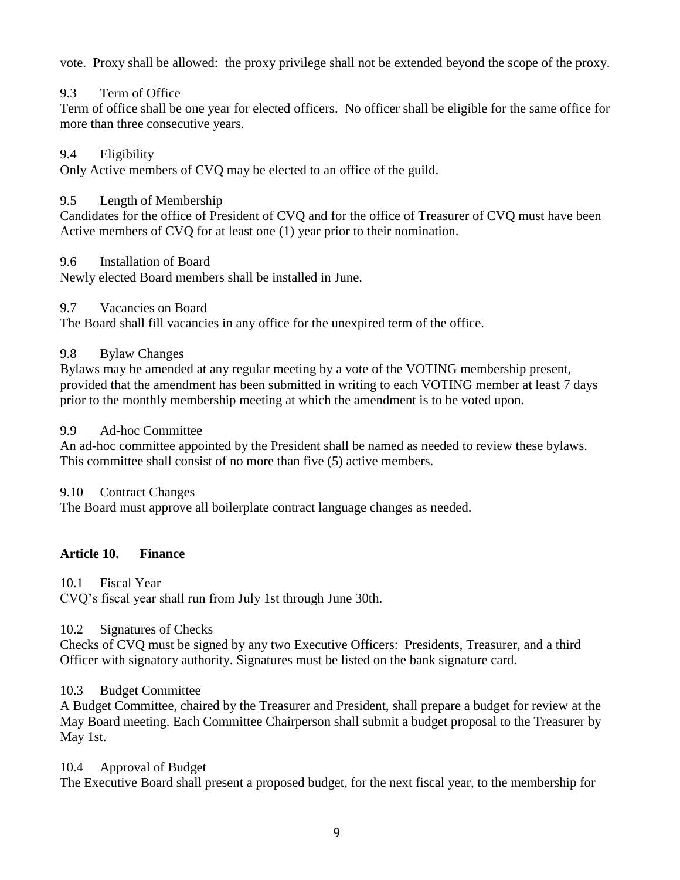vote. Proxy shall be allowed: the proxy privilege shall not be extended beyond the scope of the proxy.

9.3 Term of Office
Term of office shall be one year for elected officers. No officer shall be eligible for the same office for more than three consecutive years.

9.4 Eligibility
Only Active members of CVQ may be elected to an office of the guild.

9.5 Length of Membership
Candidates for the office of President of CVQ and for the office of Treasurer of CVQ must have been Active members of CVQ for at least one (1) year prior to their nomination.

9.6 Installation of Board
Newly elected Board members shall be installed in June.

9.7 Vacancies on Board
The Board shall fill vacancies in any office for the unexpired term of the office.

9.8 Bylaw Changes
Bylaws may be amended at any regular meeting by a vote of the VOTING membership present, provided that the amendment has been submitted in writing to each VOTING member at least 7 days prior to the monthly membership meeting at which the amendment is to be voted upon.

9.9 Ad-hoc Committee
An ad-hoc committee appointed by the President shall be named as needed to review these bylaws. This committee shall consist of no more than five (5) active members.

9.10 Contract Changes
The Board must approve all boilerplate contract language changes as needed.

## Article 10. Finance

10.1 Fiscal Year
CVQ's fiscal year shall run from July 1st through June 30th.

10.2 Signatures of Checks
Checks of CVQ must be signed by any two Executive Officers: Presidents, Treasurer, and a third Officer with signatory authority. Signatures must be listed on the bank signature card.

10.3 Budget Committee
A Budget Committee, chaired by the Treasurer and President, shall prepare a budget for review at the May Board meeting. Each Committee Chairperson shall submit a budget proposal to the Treasurer by May 1st.

10.4 Approval of Budget
The Executive Board shall present a proposed budget, for the next fiscal year, to the membership for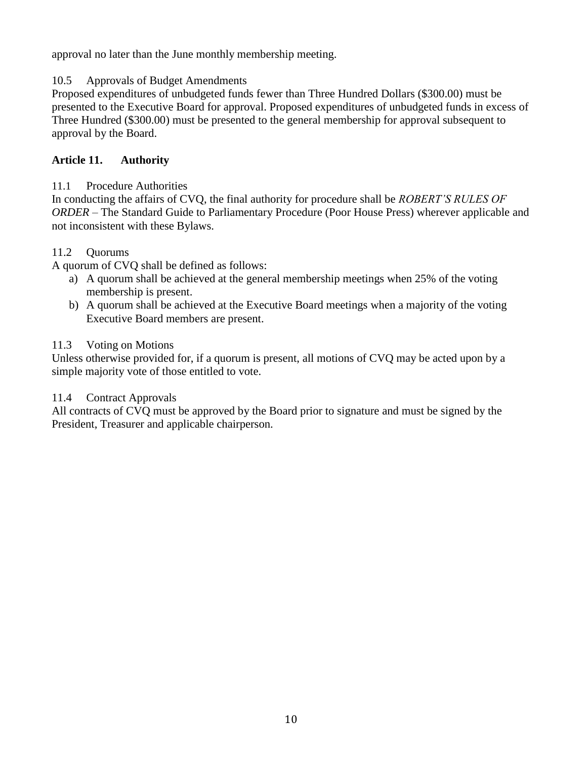approval no later than the June monthly membership meeting.

10.5 Approvals of Budget Amendments

Proposed expenditures of unbudgeted funds fewer than Three Hundred Dollars ($300.00) must be presented to the Executive Board for approval. Proposed expenditures of unbudgeted funds in excess of Three Hundred ($300.00) must be presented to the general membership for approval subsequent to approval by the Board.

## Article 11. Authority

11.1 Procedure Authorities

In conducting the affairs of CVQ, the final authority for procedure shall be *ROBERT'S RULES OF ORDER* – The Standard Guide to Parliamentary Procedure (Poor House Press) wherever applicable and not inconsistent with these Bylaws.

11.2 Quorums

A quorum of CVQ shall be defined as follows:

a) A quorum shall be achieved at the general membership meetings when 25% of the voting membership is present.
b) A quorum shall be achieved at the Executive Board meetings when a majority of the voting Executive Board members are present.

11.3 Voting on Motions

Unless otherwise provided for, if a quorum is present, all motions of CVQ may be acted upon by a simple majority vote of those entitled to vote.

11.4 Contract Approvals

All contracts of CVQ must be approved by the Board prior to signature and must be signed by the President, Treasurer and applicable chairperson.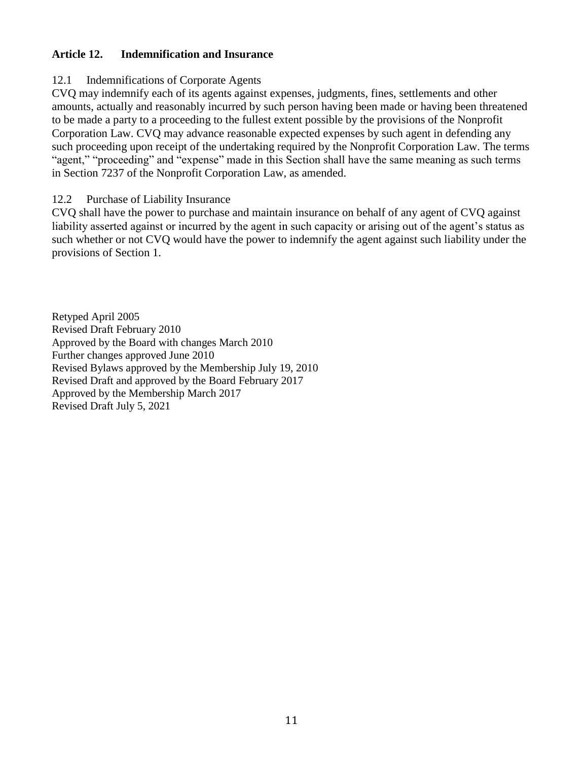## Article 12. Indemnification and Insurance

### 12.1 Indemnifications of Corporate Agents

CVQ may indemnify each of its agents against expenses, judgments, fines, settlements and other amounts, actually and reasonably incurred by such person having been made or having been threatened to be made a party to a proceeding to the fullest extent possible by the provisions of the Nonprofit Corporation Law. CVQ may advance reasonable expected expenses by such agent in defending any such proceeding upon receipt of the undertaking required by the Nonprofit Corporation Law. The terms "agent," "proceeding" and "expense" made in this Section shall have the same meaning as such terms in Section 7237 of the Nonprofit Corporation Law, as amended.

### 12.2 Purchase of Liability Insurance

CVQ shall have the power to purchase and maintain insurance on behalf of any agent of CVQ against liability asserted against or incurred by the agent in such capacity or arising out of the agent's status as such whether or not CVQ would have the power to indemnify the agent against such liability under the provisions of Section 1.

Retyped April 2005
Revised Draft February 2010
Approved by the Board with changes March 2010
Further changes approved June 2010
Revised Bylaws approved by the Membership July 19, 2010
Revised Draft and approved by the Board February 2017
Approved by the Membership March 2017
Revised Draft July 5, 2021